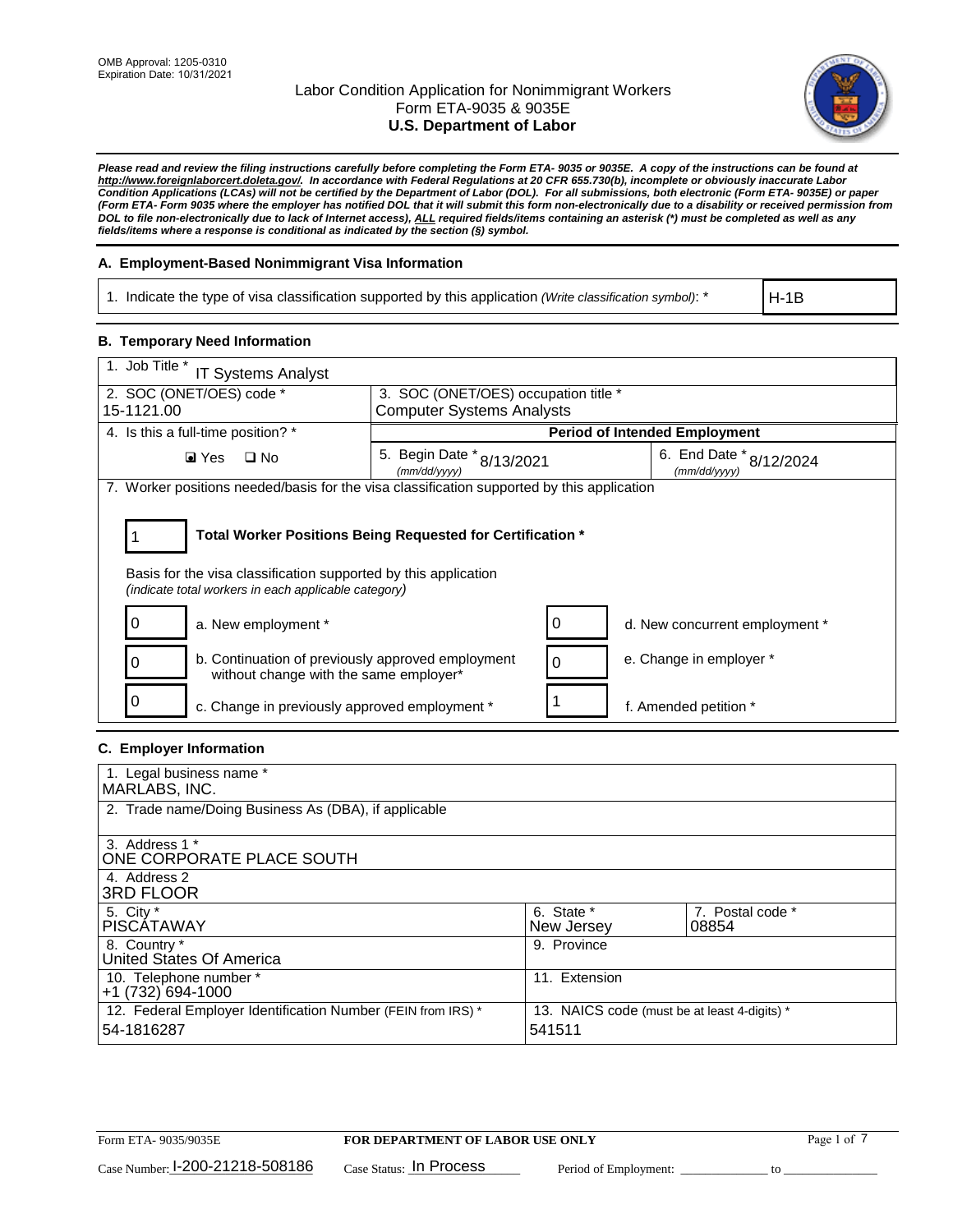OMB Approval: 1205-0310
Expiration Date: 10/31/2021

# Labor Condition Application for Nonimmigrant Workers
## Form ETA-9035 & 9035E
## U.S. Department of Labor

***Please read and review the filing instructions carefully before completing the Form ETA- 9035 or 9035E. A copy of the instructions can be found at http://www.foreignlaborcert.doleta.gov/. In accordance with Federal Regulations at 20 CFR 655.730(b), incomplete or obviously inaccurate Labor Condition Applications (LCAs) will not be certified by the Department of Labor (DOL). For all submissions, both electronic (Form ETA- 9035E) or paper (Form ETA- Form 9035 where the employer has notified DOL that it will submit this form non-electronically due to a disability or received permission from DOL to file non-electronically due to lack of Internet access), ALL required fields/items containing an asterisk (*) must be completed as well as any fields/items where a response is conditional as indicated by the section (§) symbol.***

### A. Employment-Based Nonimmigrant Visa Information

| 1. Indicate the type of visa classification supported by this application *(Write classification symbol)*: * | H-1B |
|---|---|

### B. Temporary Need Information

| 1. Job Title * IT Systems Analyst | | |
|---|---|---|
| 2. SOC (ONET/OES) code * 15-1121.00 | 3. SOC (ONET/OES) occupation title * Computer Systems Analysts | |
| 4. Is this a full-time position? * | **Period of Intended Employment** | |
| ☑ Yes ☐ No | 5. Begin Date * *(mm/dd/yyyy)* 8/13/2021 | 6. End Date * *(mm/dd/yyyy)* 8/12/2024 |

7. Worker positions needed/basis for the visa classification supported by this application

**1** — **Total Worker Positions Being Requested for Certification ***

Basis for the visa classification supported by this application
*(indicate total workers in each applicable category)*

| Count | Category | Count | Category |
|---|---|---|---|
| 0 | a. New employment * | 0 | d. New concurrent employment * |
| 0 | b. Continuation of previously approved employment without change with the same employer* | 0 | e. Change in employer * |
| 0 | c. Change in previously approved employment * | 1 | f. Amended petition * |

### C. Employer Information

| 1. Legal business name * MARLABS, INC. | | |
|---|---|---|
| 2. Trade name/Doing Business As (DBA), if applicable | | |
| 3. Address 1 * ONE CORPORATE PLACE SOUTH | | |
| 4. Address 2 3RD FLOOR | | |
| 5. City * PISCATAWAY | 6. State * New Jersey | 7. Postal code * 08854 |
| 8. Country * United States Of America | 9. Province | |
| 10. Telephone number * +1 (732) 694-1000 | 11. Extension | |
| 12. Federal Employer Identification Number (FEIN from IRS) * 54-1816287 | 13. NAICS code (must be at least 4-digits) * 541511 | |

Form ETA- 9035/9035E — **FOR DEPARTMENT OF LABOR USE ONLY**

Case Number: I-200-21218-508186 Case Status: In Process Period of Employment: _____________ to _____________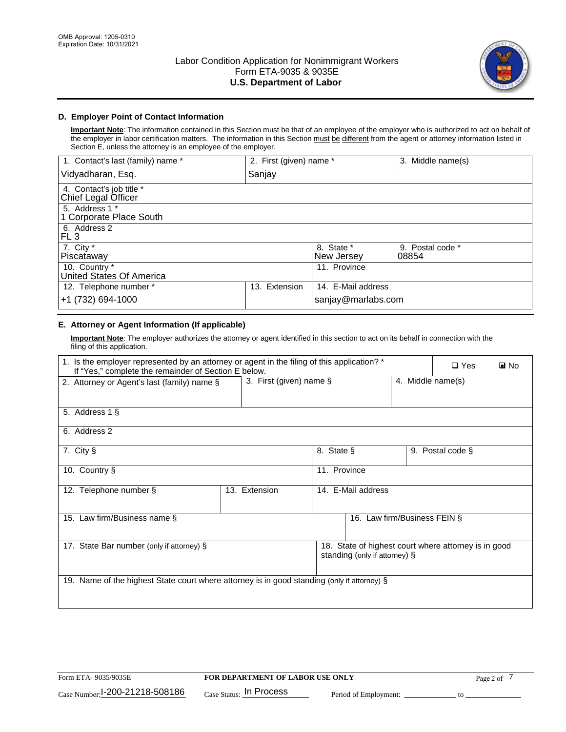OMB Approval: 1205-0310
Expiration Date: 10/31/2021

# Labor Condition Application for Nonimmigrant Workers
## Form ETA-9035 & 9035E
## U.S. Department of Labor

### D. Employer Point of Contact Information

**Important Note**: The information contained in this Section must be that of an employee of the employer who is authorized to act on behalf of the employer in labor certification matters. The information in this Section must be different from the agent or attorney information listed in Section E, unless the attorney is an employee of the employer.

| 1. Contact's last (family) name * | 2. First (given) name * | 3. Middle name(s) |
|---|---|---|
| Vidyadharan, Esq. | Sanjay | |
| 4. Contact's job title * Chief Legal Officer | | |
| 5. Address 1 * 1 Corporate Place South | | |
| 6. Address 2 FL 3 | | |
| 7. City * Piscataway | 8. State * New Jersey | 9. Postal code * 08854 |
| 10. Country * United States Of America | 11. Province | |
| 12. Telephone number * +1 (732) 694-1000 | 13. Extension | 14. E-Mail address sanjay@marlabs.com |

### E. Attorney or Agent Information (If applicable)

**Important Note**: The employer authorizes the attorney or agent identified in this section to act on its behalf in connection with the filing of this application.

| 1. Is the employer represented by an attorney or agent in the filing of this application? * If "Yes," complete the remainder of Section E below. | ❑ Yes | ■ No |
|---|---|---|
| 2. Attorney or Agent's last (family) name § | 3. First (given) name § | 4. Middle name(s) |
| 5. Address 1 § | | |
| 6. Address 2 | | |
| 7. City § | 8. State § | 9. Postal code § |
| 10. Country § | 11. Province | |
| 12. Telephone number § | 13. Extension | 14. E-Mail address |
| 15. Law firm/Business name § | 16. Law firm/Business FEIN § | |
| 17. State Bar number (only if attorney) § | 18. State of highest court where attorney is in good standing (only if attorney) § | |
| 19. Name of the highest State court where attorney is in good standing (only if attorney) § | | |

Form ETA- 9035/9035E | **FOR DEPARTMENT OF LABOR USE ONLY**

Case Number: I-200-21218-508186 Case Status: In Process Period of Employment: _____________ to _____________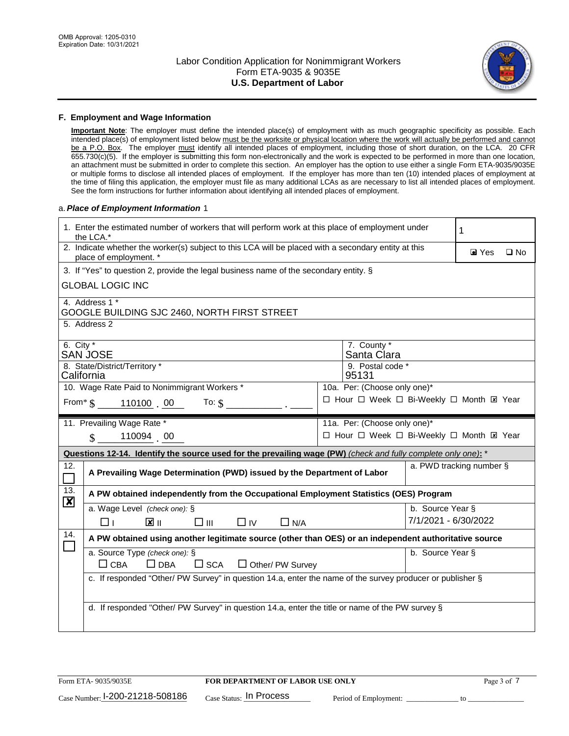OMB Approval: 1205-0310
Expiration Date: 10/31/2021

# Labor Condition Application for Nonimmigrant Workers
## Form ETA-9035 & 9035E
## U.S. Department of Labor

### F. Employment and Wage Information

**Important Note**: The employer must define the intended place(s) of employment with as much geographic specificity as possible. Each intended place(s) of employment listed below must be the worksite or physical location where the work will actually be performed and cannot be a P.O. Box. The employer must identify all intended places of employment, including those of short duration, on the LCA. 20 CFR 655.730(c)(5). If the employer is submitting this form non-electronically and the work is expected to be performed in more than one location, an attachment must be submitted in order to complete this section. An employer has the option to use either a single Form ETA-9035/9035E or multiple forms to disclose all intended places of employment. If the employer has more than ten (10) intended places of employment at the time of filing this application, the employer must file as many additional LCAs as are necessary to list all intended places of employment. See the form instructions for further information about identifying all intended places of employment.

a. *Place of Employment Information* 1

| | |
|---|---|
| 1. Enter the estimated number of workers that will perform work at this place of employment under the LCA.* | 1 |
| 2. Indicate whether the worker(s) subject to this LCA will be placed with a secondary entity at this place of employment. * | ☑ Yes ☐ No |
| 3. If "Yes" to question 2, provide the legal business name of the secondary entity. § GLOBAL LOGIC INC | |
| 4. Address 1 * GOOGLE BUILDING SJC 2460, NORTH FIRST STREET | |
| 5. Address 2 | |
| 6. City * SAN JOSE | 7. County * Santa Clara |
| 8. State/District/Territory * California | 9. Postal code * 95131 |
| 10. Wage Rate Paid to Nonimmigrant Workers * From* $ 110100 . 00 To: $ | 10a. Per: (Choose only one)* ☐ Hour ☐ Week ☐ Bi-Weekly ☐ Month ☒ Year |
| 11. Prevailing Wage Rate * $ 110094 . 00 | 11a. Per: (Choose only one)* ☐ Hour ☐ Week ☐ Bi-Weekly ☐ Month ☒ Year |

**Questions 12-14. Identify the source used for the prevailing wage (PW)** *(check and fully complete only one)*: *

| | | |
|---|---|---|
| 12. ☐ | **A Prevailing Wage Determination (PWD) issued by the Department of Labor** | a. PWD tracking number § |
| 13. ☒ | **A PW obtained independently from the Occupational Employment Statistics (OES) Program** | |
| | a. Wage Level *(check one)*: § ☐ I ☒ II ☐ III ☐ IV ☐ N/A | b. Source Year § 7/1/2021 - 6/30/2022 |
| 14. ☐ | **A PW obtained using another legitimate source (other than OES) or an independent authoritative source** | |
| | a. Source Type *(check one)*: § ☐ CBA ☐ DBA ☐ SCA ☐ Other/ PW Survey | b. Source Year § |
| | c. If responded "Other/ PW Survey" in question 14.a, enter the name of the survey producer or publisher § | |
| | d. If responded "Other/ PW Survey" in question 14.a, enter the title or name of the PW survey § | |

Form ETA- 9035/9035E | **FOR DEPARTMENT OF LABOR USE ONLY**

Case Number: I-200-21218-508186 Case Status: In Process Period of Employment: _____________ to _______________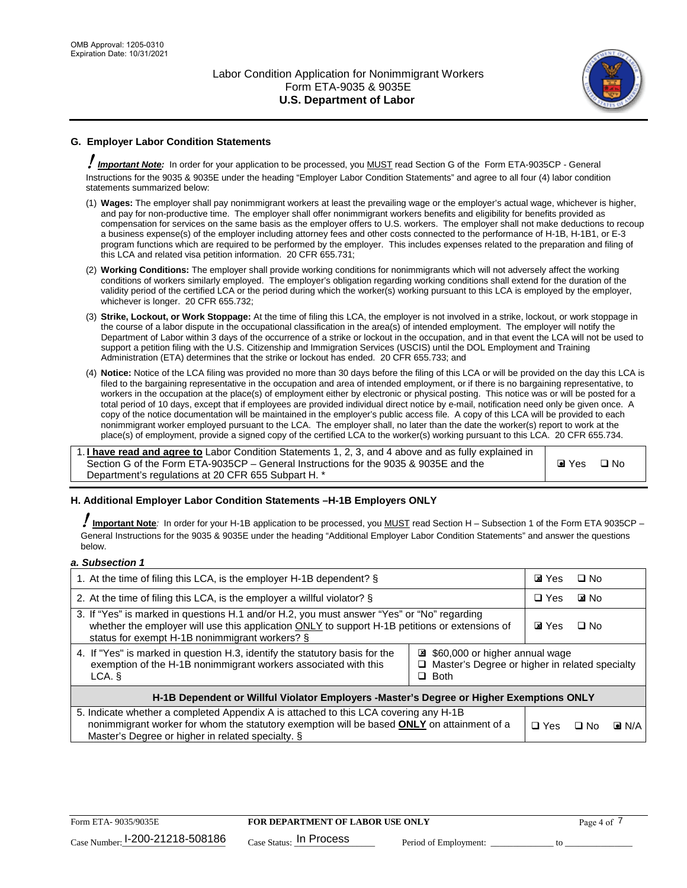## G. Employer Labor Condition Statements

! ***Important Note:*** In order for your application to be processed, you MUST read Section G of the Form ETA-9035CP - General Instructions for the 9035 & 9035E under the heading "Employer Labor Condition Statements" and agree to all four (4) labor condition statements summarized below:

(1) **Wages:** The employer shall pay nonimmigrant workers at least the prevailing wage or the employer's actual wage, whichever is higher, and pay for non-productive time. The employer shall offer nonimmigrant workers benefits and eligibility for benefits provided as compensation for services on the same basis as the employer offers to U.S. workers. The employer shall not make deductions to recoup a business expense(s) of the employer including attorney fees and other costs connected to the performance of H-1B, H-1B1, or E-3 program functions which are required to be performed by the employer. This includes expenses related to the preparation and filing of this LCA and related visa petition information. 20 CFR 655.731;

(2) **Working Conditions:** The employer shall provide working conditions for nonimmigrants which will not adversely affect the working conditions of workers similarly employed. The employer's obligation regarding working conditions shall extend for the duration of the validity period of the certified LCA or the period during which the worker(s) working pursuant to this LCA is employed by the employer, whichever is longer. 20 CFR 655.732;

(3) **Strike, Lockout, or Work Stoppage:** At the time of filing this LCA, the employer is not involved in a strike, lockout, or work stoppage in the course of a labor dispute in the occupational classification in the area(s) of intended employment. The employer will notify the Department of Labor within 3 days of the occurrence of a strike or lockout in the occupation, and in that event the LCA will not be used to support a petition filing with the U.S. Citizenship and Immigration Services (USCIS) until the DOL Employment and Training Administration (ETA) determines that the strike or lockout has ended. 20 CFR 655.733; and

(4) **Notice:** Notice of the LCA filing was provided no more than 30 days before the filing of this LCA or will be provided on the day this LCA is filed to the bargaining representative in the occupation and area of intended employment, or if there is no bargaining representative, to workers in the occupation at the place(s) of employment either by electronic or physical posting. This notice was or will be posted for a total period of 10 days, except that if employees are provided individual direct notice by e-mail, notification need only be given once. A copy of the notice documentation will be maintained in the employer's public access file. A copy of this LCA will be provided to each nonimmigrant worker employed pursuant to the LCA. The employer shall, no later than the date the worker(s) report to work at the place(s) of employment, provide a signed copy of the certified LCA to the worker(s) working pursuant to this LCA. 20 CFR 655.734.

| | |
|---|---|
| 1. **I have read and agree to** Labor Condition Statements 1, 2, 3, and 4 above and as fully explained in Section G of the Form ETA-9035CP – General Instructions for the 9035 & 9035E and the Department's regulations at 20 CFR 655 Subpart H. * | ☑ Yes ☐ No |

## H. Additional Employer Labor Condition Statements –H-1B Employers ONLY

! **Important Note**: In order for your H-1B application to be processed, you MUST read Section H – Subsection 1 of the Form ETA 9035CP – General Instructions for the 9035 & 9035E under the heading "Additional Employer Labor Condition Statements" and answer the questions below.

***a. Subsection 1***

| | | |
|---|---|---|
| 1. At the time of filing this LCA, is the employer H-1B dependent? § | | ☑ Yes ☐ No |
| 2. At the time of filing this LCA, is the employer a willful violator? § | | ☐ Yes ☑ No |
| 3. If "Yes" is marked in questions H.1 and/or H.2, you must answer "Yes" or "No" regarding whether the employer will use this application ONLY to support H-1B petitions or extensions of status for exempt H-1B nonimmigrant workers? § | | ☑ Yes ☐ No |
| 4. If "Yes" is marked in question H.3, identify the statutory basis for the exemption of the H-1B nonimmigrant workers associated with this LCA. § | ☑ $60,000 or higher annual wage<br>☐ Master's Degree or higher in related specialty<br>☐ Both | |
| **H-1B Dependent or Willful Violator Employers -Master's Degree or Higher Exemptions ONLY** | | |
| 5. Indicate whether a completed Appendix A is attached to this LCA covering any H-1B nonimmigrant worker for whom the statutory exemption will be based **ONLY** on attainment of a Master's Degree or higher in related specialty. § | | ☐ Yes ☐ No ☑ N/A |

Form ETA- 9035/9035E **FOR DEPARTMENT OF LABOR USE ONLY**

Case Number: I-200-21218-508186 Case Status: In Process Period of Employment: _____________ to _____________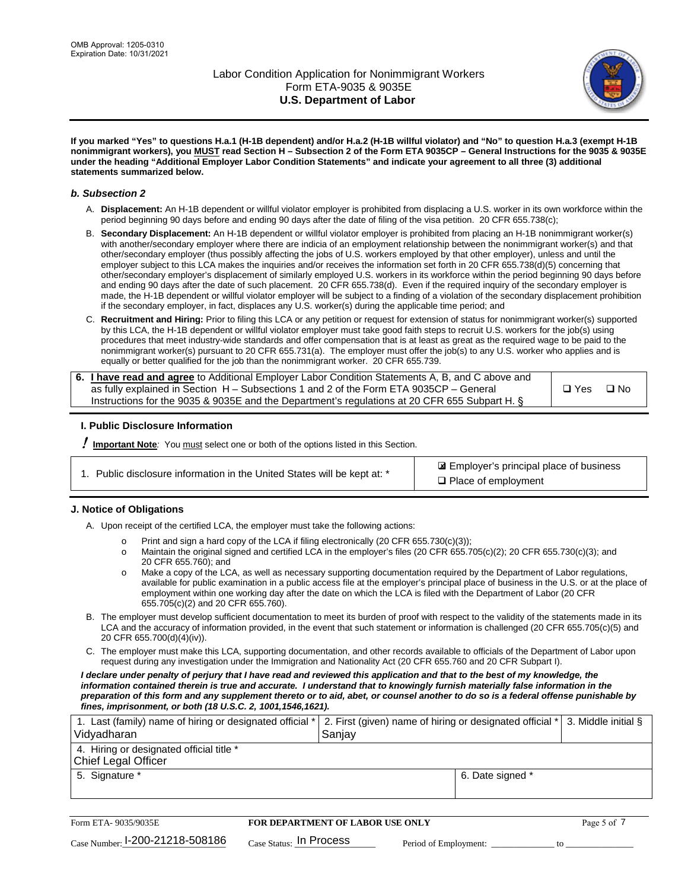**If you marked "Yes" to questions H.a.1 (H-1B dependent) and/or H.a.2 (H-1B willful violator) and "No" to question H.a.3 (exempt H-1B nonimmigrant workers), you MUST read Section H – Subsection 2 of the Form ETA 9035CP – General Instructions for the 9035 & 9035E under the heading "Additional Employer Labor Condition Statements" and indicate your agreement to all three (3) additional statements summarized below.**

### *b. Subsection 2*

A. **Displacement:** An H-1B dependent or willful violator employer is prohibited from displacing a U.S. worker in its own workforce within the period beginning 90 days before and ending 90 days after the date of filing of the visa petition. 20 CFR 655.738(c);

B. **Secondary Displacement:** An H-1B dependent or willful violator employer is prohibited from placing an H-1B nonimmigrant worker(s) with another/secondary employer where there are indicia of an employment relationship between the nonimmigrant worker(s) and that other/secondary employer (thus possibly affecting the jobs of U.S. workers employed by that other employer), unless and until the employer subject to this LCA makes the inquiries and/or receives the information set forth in 20 CFR 655.738(d)(5) concerning that other/secondary employer's displacement of similarly employed U.S. workers in its workforce within the period beginning 90 days before and ending 90 days after the date of such placement. 20 CFR 655.738(d). Even if the required inquiry of the secondary employer is made, the H-1B dependent or willful violator employer will be subject to a finding of a violation of the secondary displacement prohibition if the secondary employer, in fact, displaces any U.S. worker(s) during the applicable time period; and

C. **Recruitment and Hiring:** Prior to filing this LCA or any petition or request for extension of status for nonimmigrant worker(s) supported by this LCA, the H-1B dependent or willful violator employer must take good faith steps to recruit U.S. workers for the job(s) using procedures that meet industry-wide standards and offer compensation that is at least as great as the required wage to be paid to the nonimmigrant worker(s) pursuant to 20 CFR 655.731(a). The employer must offer the job(s) to any U.S. worker who applies and is equally or better qualified for the job than the nonimmigrant worker. 20 CFR 655.739.

| 6. **I have read and agree** to Additional Employer Labor Condition Statements A, B, and C above and as fully explained in Section H – Subsections 1 and 2 of the Form ETA 9035CP – General Instructions for the 9035 & 9035E and the Department's regulations at 20 CFR 655 Subpart H. § | ❑ Yes ❑ No |
|---|---|

## I. Public Disclosure Information

**! Important Note***:* You must select one or both of the options listed in this Section.

| 1. Public disclosure information in the United States will be kept at: * | ☒ Employer's principal place of business<br>❑ Place of employment |
|---|---|

## J. Notice of Obligations

A. Upon receipt of the certified LCA, the employer must take the following actions:

- o Print and sign a hard copy of the LCA if filing electronically (20 CFR 655.730(c)(3));
- o Maintain the original signed and certified LCA in the employer's files (20 CFR 655.705(c)(2); 20 CFR 655.730(c)(3); and 20 CFR 655.760); and
- o Make a copy of the LCA, as well as necessary supporting documentation required by the Department of Labor regulations, available for public examination in a public access file at the employer's principal place of business in the U.S. or at the place of employment within one working day after the date on which the LCA is filed with the Department of Labor (20 CFR 655.705(c)(2) and 20 CFR 655.760).

B. The employer must develop sufficient documentation to meet its burden of proof with respect to the validity of the statements made in its LCA and the accuracy of information provided, in the event that such statement or information is challenged (20 CFR 655.705(c)(5) and 20 CFR 655.700(d)(4)(iv)).

C. The employer must make this LCA, supporting documentation, and other records available to officials of the Department of Labor upon request during any investigation under the Immigration and Nationality Act (20 CFR 655.760 and 20 CFR Subpart I).

***I declare under penalty of perjury that I have read and reviewed this application and that to the best of my knowledge, the information contained therein is true and accurate. I understand that to knowingly furnish materially false information in the preparation of this form and any supplement thereto or to aid, abet, or counsel another to do so is a federal offense punishable by fines, imprisonment, or both (18 U.S.C. 2, 1001,1546,1621).***

| 1. Last (family) name of hiring or designated official *<br>Vidyadharan | 2. First (given) name of hiring or designated official *<br>Sanjay | 3. Middle initial § |
|---|---|---|
| 4. Hiring or designated official title *<br>Chief Legal Officer | | |
| 5. Signature * | 6. Date signed * | |

| Form ETA- 9035/9035E | FOR DEPARTMENT OF LABOR USE ONLY | |
|---|---|---|
| Case Number: I-200-21218-508186 | Case Status: In Process | Period of Employment: _____________ to _____________ |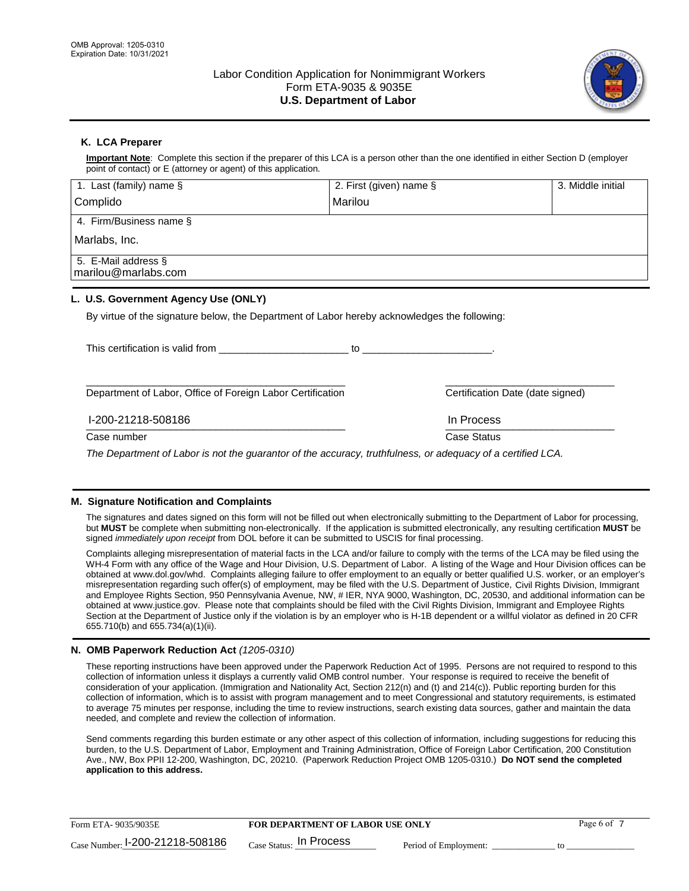## K. LCA Preparer

**Important Note**: Complete this section if the preparer of this LCA is a person other than the one identified in either Section D (employer point of contact) or E (attorney or agent) of this application.

| 1. Last (family) name § | 2. First (given) name § | 3. Middle initial |
|---|---|---|
| Complido | Marilou | |
| 4. Firm/Business name § | | |
| Marlabs, Inc. | | |
| 5. E-Mail address § | | |
| marilou@marlabs.com | | |

## L. U.S. Government Agency Use (ONLY)

By virtue of the signature below, the Department of Labor hereby acknowledges the following:

This certification is valid from ______________________ to ______________________.

______________________________________________ Department of Labor, Office of Foreign Labor Certification

______________________________ Certification Date (date signed)

I-200-21218-508186
Case number

In Process
Case Status

*The Department of Labor is not the guarantor of the accuracy, truthfulness, or adequacy of a certified LCA.*

## M. Signature Notification and Complaints

The signatures and dates signed on this form will not be filled out when electronically submitting to the Department of Labor for processing, but **MUST** be complete when submitting non-electronically. If the application is submitted electronically, any resulting certification **MUST** be signed *immediately upon receipt* from DOL before it can be submitted to USCIS for final processing.

Complaints alleging misrepresentation of material facts in the LCA and/or failure to comply with the terms of the LCA may be filed using the WH-4 Form with any office of the Wage and Hour Division, U.S. Department of Labor. A listing of the Wage and Hour Division offices can be obtained at www.dol.gov/whd. Complaints alleging failure to offer employment to an equally or better qualified U.S. worker, or an employer's misrepresentation regarding such offer(s) of employment, may be filed with the U.S. Department of Justice, Civil Rights Division, Immigrant and Employee Rights Section, 950 Pennsylvania Avenue, NW, # IER, NYA 9000, Washington, DC, 20530, and additional information can be obtained at www.justice.gov. Please note that complaints should be filed with the Civil Rights Division, Immigrant and Employee Rights Section at the Department of Justice only if the violation is by an employer who is H-1B dependent or a willful violator as defined in 20 CFR 655.710(b) and 655.734(a)(1)(ii).

## N. OMB Paperwork Reduction Act *(1205-0310)*

These reporting instructions have been approved under the Paperwork Reduction Act of 1995. Persons are not required to respond to this collection of information unless it displays a currently valid OMB control number. Your response is required to receive the benefit of consideration of your application. (Immigration and Nationality Act, Section 212(n) and (t) and 214(c)). Public reporting burden for this collection of information, which is to assist with program management and to meet Congressional and statutory requirements, is estimated to average 75 minutes per response, including the time to review instructions, search existing data sources, gather and maintain the data needed, and complete and review the collection of information.

Send comments regarding this burden estimate or any other aspect of this collection of information, including suggestions for reducing this burden, to the U.S. Department of Labor, Employment and Training Administration, Office of Foreign Labor Certification, 200 Constitution Ave., NW, Box PPII 12-200, Washington, DC, 20210. (Paperwork Reduction Project OMB 1205-0310.) **Do NOT send the completed application to this address.**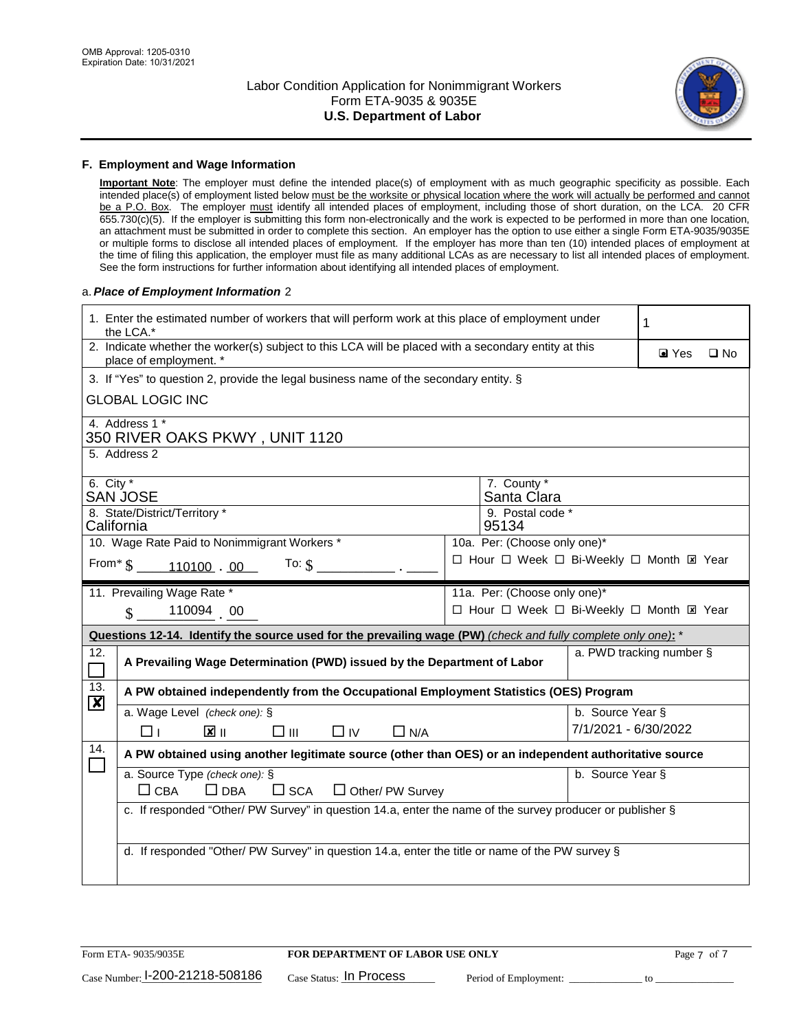OMB Approval: 1205-0310
Expiration Date: 10/31/2021

# Labor Condition Application for Nonimmigrant Workers
## Form ETA-9035 & 9035E
## U.S. Department of Labor

### F. Employment and Wage Information

**Important Note**: The employer must define the intended place(s) of employment with as much geographic specificity as possible. Each intended place(s) of employment listed below must be the worksite or physical location where the work will actually be performed and cannot be a P.O. Box. The employer must identify all intended places of employment, including those of short duration, on the LCA. 20 CFR 655.730(c)(5). If the employer is submitting this form non-electronically and the work is expected to be performed in more than one location, an attachment must be submitted in order to complete this section. An employer has the option to use either a single Form ETA-9035/9035E or multiple forms to disclose all intended places of employment. If the employer has more than ten (10) intended places of employment at the time of filing this application, the employer must file as many additional LCAs as are necessary to list all intended places of employment. See the form instructions for further information about identifying all intended places of employment.

a. ***Place of Employment Information*** 2

| | |
|---|---|
| 1. Enter the estimated number of workers that will perform work at this place of employment under the LCA.* | 1 |
| 2. Indicate whether the worker(s) subject to this LCA will be placed with a secondary entity at this place of employment. * | ☑ Yes ☐ No |
| 3. If "Yes" to question 2, provide the legal business name of the secondary entity. § GLOBAL LOGIC INC | |
| 4. Address 1 * 350 RIVER OAKS PKWY , UNIT 1120 | |
| 5. Address 2 | |
| 6. City * SAN JOSE | 7. County * Santa Clara |
| 8. State/District/Territory * California | 9. Postal code * 95134 |
| 10. Wage Rate Paid to Nonimmigrant Workers * From* $ 110100 . 00 To: $ ______ . ____ | 10a. Per: (Choose only one)* ☐ Hour ☐ Week ☐ Bi-Weekly ☐ Month ☒ Year |
| 11. Prevailing Wage Rate * $ 110094 . 00 | 11a. Per: (Choose only one)* ☐ Hour ☐ Week ☐ Bi-Weekly ☐ Month ☒ Year |

**Questions 12-14. Identify the source used for the prevailing wage (PW)** *(check and fully complete only one)*: *

| | | |
|---|---|---|
| 12. ☐ | **A Prevailing Wage Determination (PWD) issued by the Department of Labor** | a. PWD tracking number § |
| 13. ☒ | **A PW obtained independently from the Occupational Employment Statistics (OES) Program** | |
| | a. Wage Level *(check one):* § ☐ I ☒ II ☐ III ☐ IV ☐ N/A | b. Source Year § 7/1/2021 - 6/30/2022 |
| 14. ☐ | **A PW obtained using another legitimate source (other than OES) or an independent authoritative source** | |
| | a. Source Type *(check one):* § ☐ CBA ☐ DBA ☐ SCA ☐ Other/ PW Survey | b. Source Year § |
| | c. If responded "Other/ PW Survey" in question 14.a, enter the name of the survey producer or publisher § | |
| | d. If responded "Other/ PW Survey" in question 14.a, enter the title or name of the PW survey § | |

Form ETA- 9035/9035E **FOR DEPARTMENT OF LABOR USE ONLY**

Case Number: I-200-21218-508186 Case Status: In Process Period of Employment: ____________ to ______________